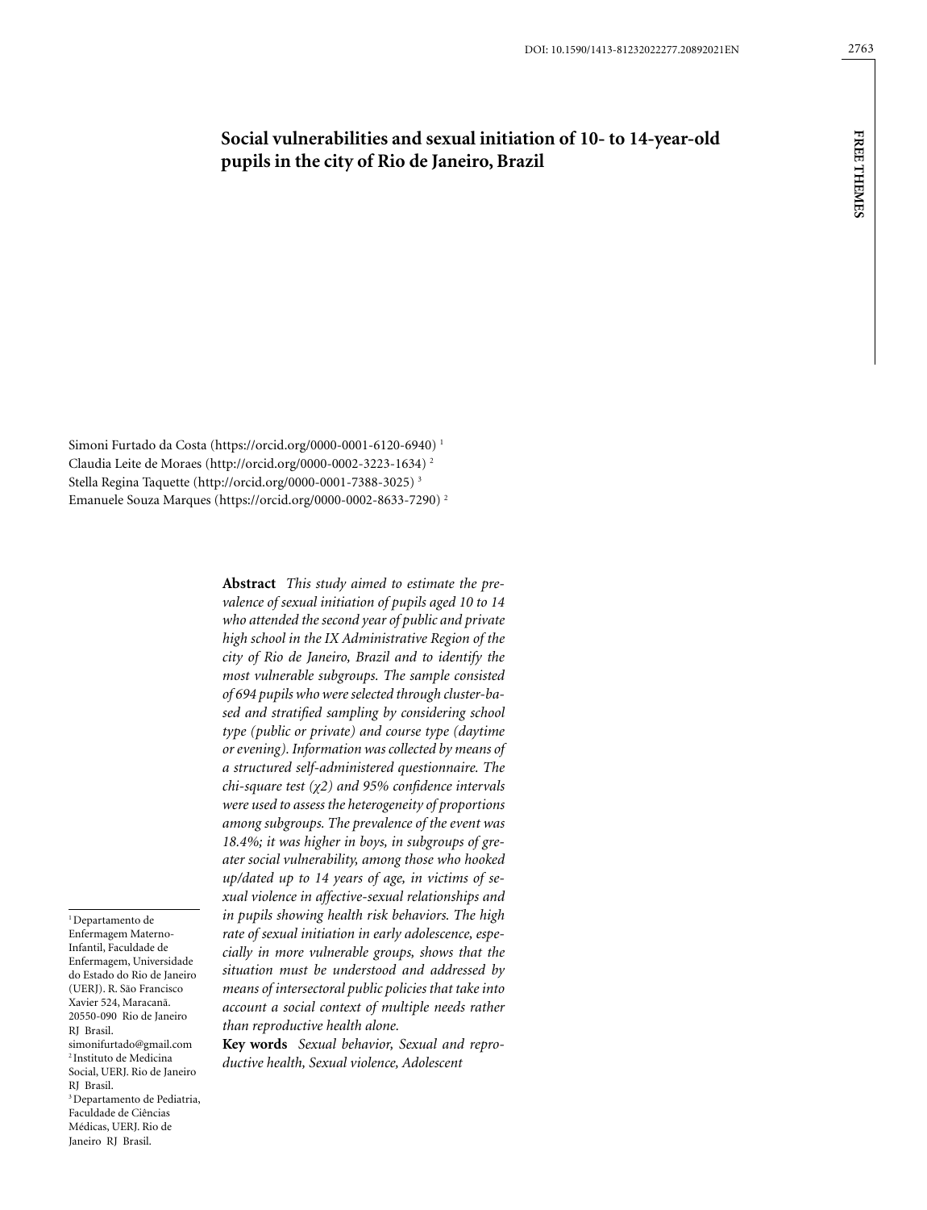# Social vulnerabilities and sexual initiation of 10- to 14-year-old pupils in the city of Rio de Janeiro, Brazil

Simoni Furtado da Costa (https://orcid.org/0000-0001-6120-6940) [1]
Claudia Leite de Moraes (http://orcid.org/0000-0002-3223-1634) [2]
Stella Regina Taquette (http://orcid.org/0000-0001-7388-3025) [3]
Emanuele Souza Marques (https://orcid.org/0000-0002-8633-7290) [2]

**Abstract** *This study aimed to estimate the prevalence of sexual initiation of pupils aged 10 to 14 who attended the second year of public and private high school in the IX Administrative Region of the city of Rio de Janeiro, Brazil and to identify the most vulnerable subgroups. The sample consisted of 694 pupils who were selected through cluster-based and stratified sampling by considering school type (public or private) and course type (daytime or evening). Information was collected by means of a structured self-administered questionnaire. The chi-square test ($\chi 2$) and 95% confidence intervals were used to assess the heterogeneity of proportions among subgroups. The prevalence of the event was 18.4%; it was higher in boys, in subgroups of greater social vulnerability, among those who hooked up/dated up to 14 years of age, in victims of sexual violence in affective-sexual relationships and in pupils showing health risk behaviors. The high rate of sexual initiation in early adolescence, especially in more vulnerable groups, shows that the situation must be understood and addressed by means of intersectoral public policies that take into account a social context of multiple needs rather than reproductive health alone.*

**Key words** *Sexual behavior, Sexual and reproductive health, Sexual violence, Adolescent*

[1] Departamento de Enfermagem Materno-Infantil, Faculdade de Enfermagem, Universidade do Estado do Rio de Janeiro (UERJ). R. São Francisco Xavier 524, Maracanã. 20550-090 Rio de Janeiro RJ Brasil. simonifurtado@gmail.com
[2] Instituto de Medicina Social, UERJ. Rio de Janeiro RJ Brasil.
[3] Departamento de Pediatria, Faculdade de Ciências Médicas, UERJ. Rio de Janeiro RJ Brasil.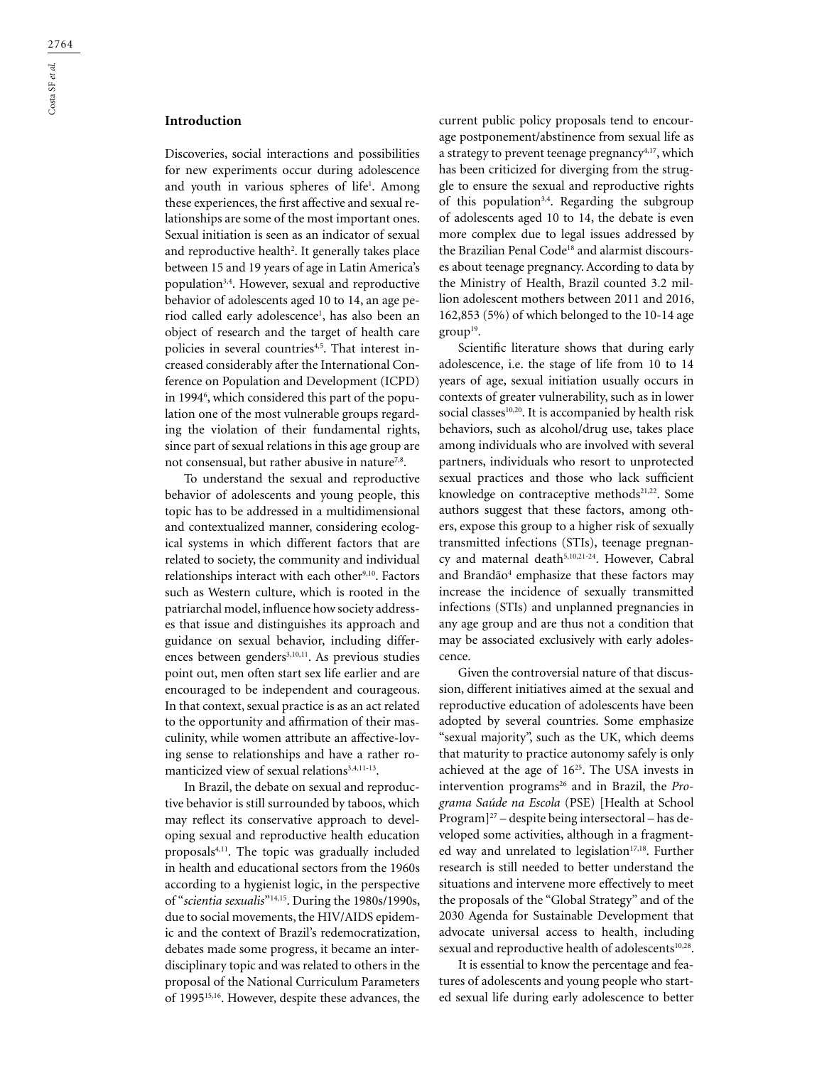## Introduction

Discoveries, social interactions and possibilities for new experiments occur during adolescence and youth in various spheres of life[1]. Among these experiences, the first affective and sexual relationships are some of the most important ones. Sexual initiation is seen as an indicator of sexual and reproductive health[2]. It generally takes place between 15 and 19 years of age in Latin America's population[3,4]. However, sexual and reproductive behavior of adolescents aged 10 to 14, an age period called early adolescence[1], has also been an object of research and the target of health care policies in several countries[4,5]. That interest increased considerably after the International Conference on Population and Development (ICPD) in 1994[6], which considered this part of the population one of the most vulnerable groups regarding the violation of their fundamental rights, since part of sexual relations in this age group are not consensual, but rather abusive in nature[7,8].

To understand the sexual and reproductive behavior of adolescents and young people, this topic has to be addressed in a multidimensional and contextualized manner, considering ecological systems in which different factors that are related to society, the community and individual relationships interact with each other[9,10]. Factors such as Western culture, which is rooted in the patriarchal model, influence how society addresses that issue and distinguishes its approach and guidance on sexual behavior, including differences between genders[3,10,11]. As previous studies point out, men often start sex life earlier and are encouraged to be independent and courageous. In that context, sexual practice is as an act related to the opportunity and affirmation of their masculinity, while women attribute an affective-loving sense to relationships and have a rather romanticized view of sexual relations[3,4,11-13].

In Brazil, the debate on sexual and reproductive behavior is still surrounded by taboos, which may reflect its conservative approach to developing sexual and reproductive health education proposals[4,11]. The topic was gradually included in health and educational sectors from the 1960s according to a hygienist logic, in the perspective of "*scientia sexualis*"[14,15]. During the 1980s/1990s, due to social movements, the HIV/AIDS epidemic and the context of Brazil's redemocratization, debates made some progress, it became an interdisciplinary topic and was related to others in the proposal of the National Curriculum Parameters of 1995[15,16]. However, despite these advances, the current public policy proposals tend to encourage postponement/abstinence from sexual life as a strategy to prevent teenage pregnancy[4,17], which has been criticized for diverging from the struggle to ensure the sexual and reproductive rights of this population[3,4]. Regarding the subgroup of adolescents aged 10 to 14, the debate is even more complex due to legal issues addressed by the Brazilian Penal Code[18] and alarmist discourses about teenage pregnancy. According to data by the Ministry of Health, Brazil counted 3.2 million adolescent mothers between 2011 and 2016, 162,853 (5%) of which belonged to the 10-14 age group[19].

Scientific literature shows that during early adolescence, i.e. the stage of life from 10 to 14 years of age, sexual initiation usually occurs in contexts of greater vulnerability, such as in lower social classes[10,20]. It is accompanied by health risk behaviors, such as alcohol/drug use, takes place among individuals who are involved with several partners, individuals who resort to unprotected sexual practices and those who lack sufficient knowledge on contraceptive methods[21,22]. Some authors suggest that these factors, among others, expose this group to a higher risk of sexually transmitted infections (STIs), teenage pregnancy and maternal death[5,10,21-24]. However, Cabral and Brandão[4] emphasize that these factors may increase the incidence of sexually transmitted infections (STIs) and unplanned pregnancies in any age group and are thus not a condition that may be associated exclusively with early adolescence.

Given the controversial nature of that discussion, different initiatives aimed at the sexual and reproductive education of adolescents have been adopted by several countries. Some emphasize "sexual majority", such as the UK, which deems that maturity to practice autonomy safely is only achieved at the age of 16[25]. The USA invests in intervention programs[26] and in Brazil, the *Programa Saúde na Escola* (PSE) [Health at School Program][27] – despite being intersectoral – has developed some activities, although in a fragmented way and unrelated to legislation[17,18]. Further research is still needed to better understand the situations and intervene more effectively to meet the proposals of the "Global Strategy" and of the 2030 Agenda for Sustainable Development that advocate universal access to health, including sexual and reproductive health of adolescents[10,28].

It is essential to know the percentage and features of adolescents and young people who started sexual life during early adolescence to better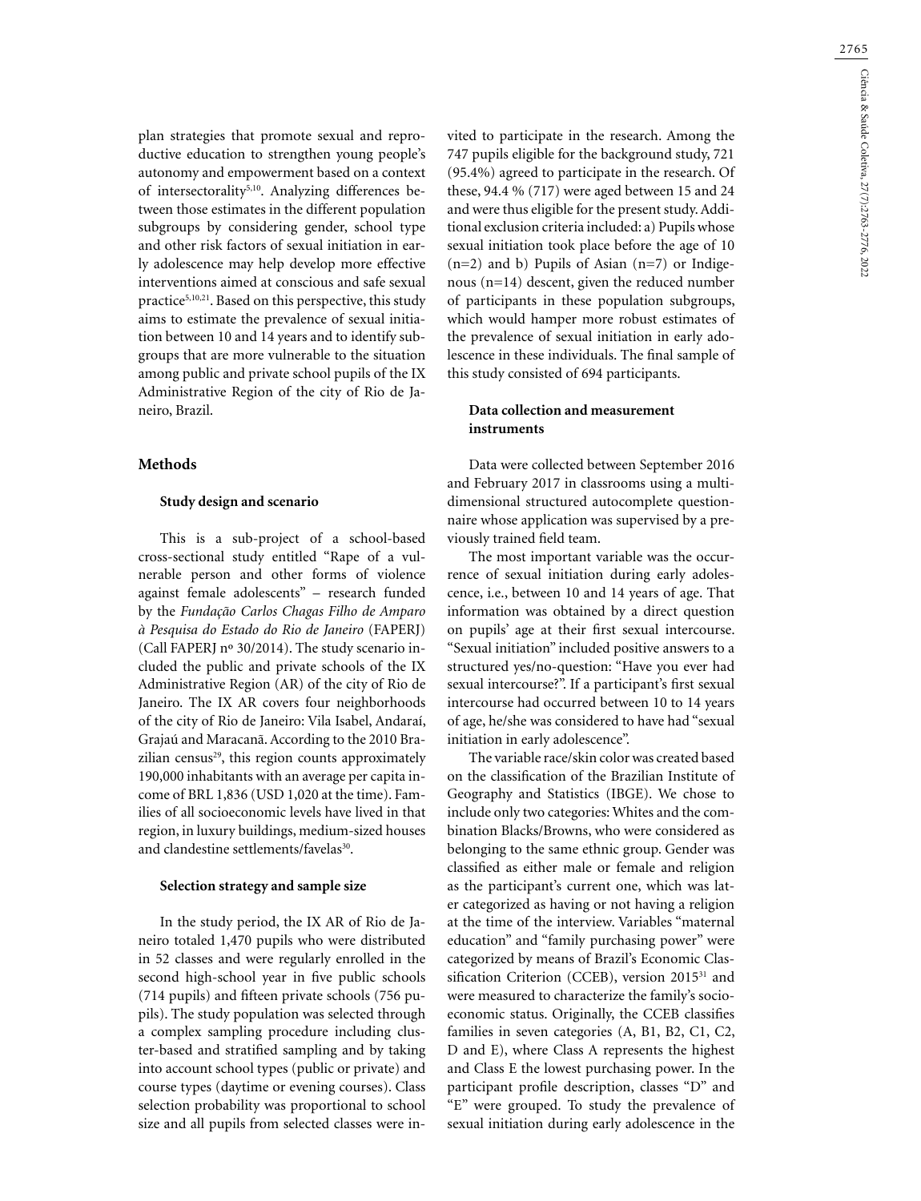plan strategies that promote sexual and reproductive education to strengthen young people's autonomy and empowerment based on a context of intersectorality[5,10]. Analyzing differences between those estimates in the different population subgroups by considering gender, school type and other risk factors of sexual initiation in early adolescence may help develop more effective interventions aimed at conscious and safe sexual practice[5,10,21]. Based on this perspective, this study aims to estimate the prevalence of sexual initiation between 10 and 14 years and to identify subgroups that are more vulnerable to the situation among public and private school pupils of the IX Administrative Region of the city of Rio de Janeiro, Brazil.

## Methods

### Study design and scenario

This is a sub-project of a school-based cross-sectional study entitled "Rape of a vulnerable person and other forms of violence against female adolescents" – research funded by the *Fundação Carlos Chagas Filho de Amparo à Pesquisa do Estado do Rio de Janeiro* (FAPERJ) (Call FAPERJ nº 30/2014). The study scenario included the public and private schools of the IX Administrative Region (AR) of the city of Rio de Janeiro. The IX AR covers four neighborhoods of the city of Rio de Janeiro: Vila Isabel, Andaraí, Grajaú and Maracanã. According to the 2010 Brazilian census[29], this region counts approximately 190,000 inhabitants with an average per capita income of BRL 1,836 (USD 1,020 at the time). Families of all socioeconomic levels have lived in that region, in luxury buildings, medium-sized houses and clandestine settlements/favelas[30].

### Selection strategy and sample size

In the study period, the IX AR of Rio de Janeiro totaled 1,470 pupils who were distributed in 52 classes and were regularly enrolled in the second high-school year in five public schools (714 pupils) and fifteen private schools (756 pupils). The study population was selected through a complex sampling procedure including cluster-based and stratified sampling and by taking into account school types (public or private) and course types (daytime or evening courses). Class selection probability was proportional to school size and all pupils from selected classes were invited to participate in the research. Among the 747 pupils eligible for the background study, 721 (95.4%) agreed to participate in the research. Of these, 94.4 % (717) were aged between 15 and 24 and were thus eligible for the present study. Additional exclusion criteria included: a) Pupils whose sexual initiation took place before the age of 10 (n=2) and b) Pupils of Asian (n=7) or Indigenous (n=14) descent, given the reduced number of participants in these population subgroups, which would hamper more robust estimates of the prevalence of sexual initiation in early adolescence in these individuals. The final sample of this study consisted of 694 participants.

### Data collection and measurement instruments

Data were collected between September 2016 and February 2017 in classrooms using a multidimensional structured autocomplete questionnaire whose application was supervised by a previously trained field team.

The most important variable was the occurrence of sexual initiation during early adolescence, i.e., between 10 and 14 years of age. That information was obtained by a direct question on pupils' age at their first sexual intercourse. "Sexual initiation" included positive answers to a structured yes/no-question: "Have you ever had sexual intercourse?". If a participant's first sexual intercourse had occurred between 10 to 14 years of age, he/she was considered to have had "sexual initiation in early adolescence".

The variable race/skin color was created based on the classification of the Brazilian Institute of Geography and Statistics (IBGE). We chose to include only two categories: Whites and the combination Blacks/Browns, who were considered as belonging to the same ethnic group. Gender was classified as either male or female and religion as the participant's current one, which was later categorized as having or not having a religion at the time of the interview. Variables "maternal education" and "family purchasing power" were categorized by means of Brazil's Economic Classification Criterion (CCEB), version 2015[31] and were measured to characterize the family's socioeconomic status. Originally, the CCEB classifies families in seven categories (A, B1, B2, C1, C2, D and E), where Class A represents the highest and Class E the lowest purchasing power. In the participant profile description, classes "D" and "E" were grouped. To study the prevalence of sexual initiation during early adolescence in the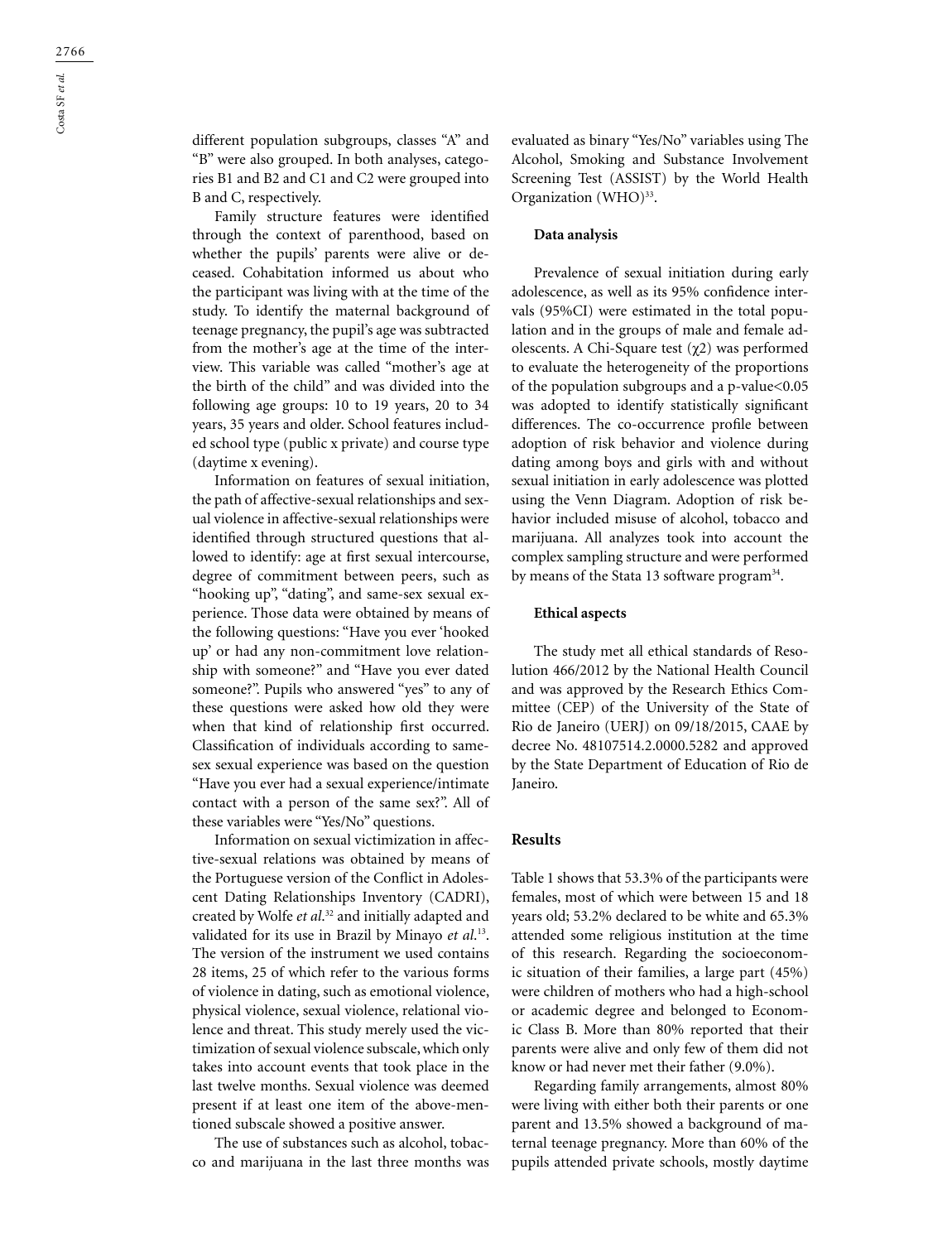different population subgroups, classes "A" and "B" were also grouped. In both analyses, categories B1 and B2 and C1 and C2 were grouped into B and C, respectively.

Family structure features were identified through the context of parenthood, based on whether the pupils' parents were alive or deceased. Cohabitation informed us about who the participant was living with at the time of the study. To identify the maternal background of teenage pregnancy, the pupil's age was subtracted from the mother's age at the time of the interview. This variable was called "mother's age at the birth of the child" and was divided into the following age groups: 10 to 19 years, 20 to 34 years, 35 years and older. School features included school type (public x private) and course type (daytime x evening).

Information on features of sexual initiation, the path of affective-sexual relationships and sexual violence in affective-sexual relationships were identified through structured questions that allowed to identify: age at first sexual intercourse, degree of commitment between peers, such as "hooking up", "dating", and same-sex sexual experience. Those data were obtained by means of the following questions: "Have you ever 'hooked up' or had any non-commitment love relationship with someone?" and "Have you ever dated someone?". Pupils who answered "yes" to any of these questions were asked how old they were when that kind of relationship first occurred. Classification of individuals according to same-sex sexual experience was based on the question "Have you ever had a sexual experience/intimate contact with a person of the same sex?". All of these variables were "Yes/No" questions.

Information on sexual victimization in affective-sexual relations was obtained by means of the Portuguese version of the Conflict in Adolescent Dating Relationships Inventory (CADRI), created by Wolfe *et al.*[32] and initially adapted and validated for its use in Brazil by Minayo *et al.*[13]. The version of the instrument we used contains 28 items, 25 of which refer to the various forms of violence in dating, such as emotional violence, physical violence, sexual violence, relational violence and threat. This study merely used the victimization of sexual violence subscale, which only takes into account events that took place in the last twelve months. Sexual violence was deemed present if at least one item of the above-mentioned subscale showed a positive answer.

The use of substances such as alcohol, tobacco and marijuana in the last three months was evaluated as binary "Yes/No" variables using The Alcohol, Smoking and Substance Involvement Screening Test (ASSIST) by the World Health Organization (WHO)[33].

#### Data analysis

Prevalence of sexual initiation during early adolescence, as well as its 95% confidence intervals (95%CI) were estimated in the total population and in the groups of male and female adolescents. A Chi-Square test ($\chi 2$) was performed to evaluate the heterogeneity of the proportions of the population subgroups and a p-value<0.05 was adopted to identify statistically significant differences. The co-occurrence profile between adoption of risk behavior and violence during dating among boys and girls with and without sexual initiation in early adolescence was plotted using the Venn Diagram. Adoption of risk behavior included misuse of alcohol, tobacco and marijuana. All analyzes took into account the complex sampling structure and were performed by means of the Stata 13 software program[34].

#### Ethical aspects

The study met all ethical standards of Resolution 466/2012 by the National Health Council and was approved by the Research Ethics Committee (CEP) of the University of the State of Rio de Janeiro (UERJ) on 09/18/2015, CAAE by decree No. 48107514.2.0000.5282 and approved by the State Department of Education of Rio de Janeiro.

## Results

Table 1 shows that 53.3% of the participants were females, most of which were between 15 and 18 years old; 53.2% declared to be white and 65.3% attended some religious institution at the time of this research. Regarding the socioeconomic situation of their families, a large part (45%) were children of mothers who had a high-school or academic degree and belonged to Economic Class B. More than 80% reported that their parents were alive and only few of them did not know or had never met their father (9.0%).

Regarding family arrangements, almost 80% were living with either both their parents or one parent and 13.5% showed a background of maternal teenage pregnancy. More than 60% of the pupils attended private schools, mostly daytime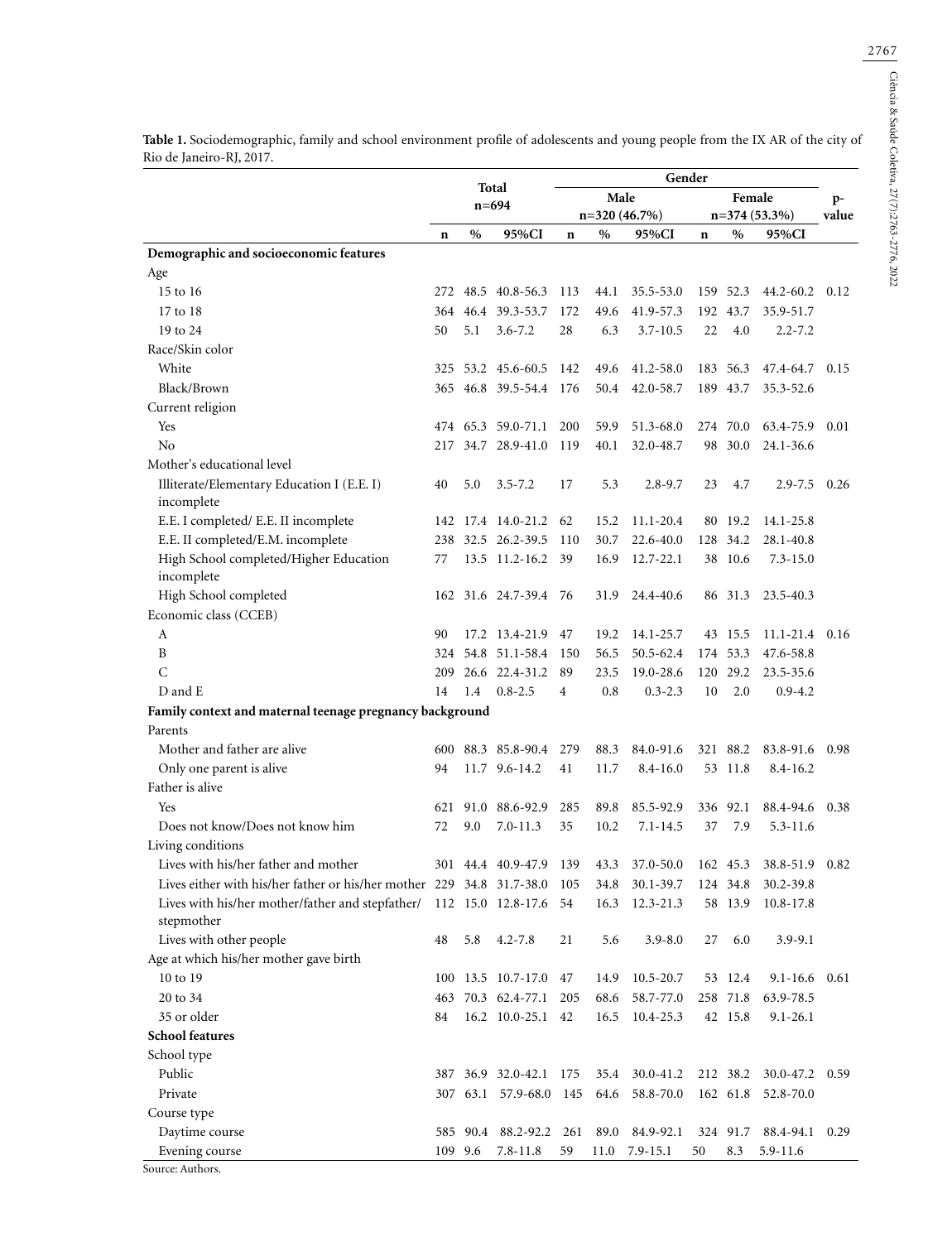**Table 1.** Sociodemographic, family and school environment profile of adolescents and young people from the IX AR of the city of Rio de Janeiro-RJ, 2017.

| | Total n=694 | | | Gender | | | | | | p-value |
|---|---|---|---|---|---|---|---|---|---|---|
| | | | | Male n=320 (46.7%) | | | Female n=374 (53.3%) | | | |
| | n | % | 95%CI | n | % | 95%CI | n | % | 95%CI | |
| **Demographic and socioeconomic features** | | | | | | | | | | |
| Age | | | | | | | | | | |
| 15 to 16 | 272 | 48.5 | 40.8-56.3 | 113 | 44.1 | 35.5-53.0 | 159 | 52.3 | 44.2-60.2 | 0.12 |
| 17 to 18 | 364 | 46.4 | 39.3-53.7 | 172 | 49.6 | 41.9-57.3 | 192 | 43.7 | 35.9-51.7 | |
| 19 to 24 | 50 | 5.1 | 3.6-7.2 | 28 | 6.3 | 3.7-10.5 | 22 | 4.0 | 2.2-7.2 | |
| Race/Skin color | | | | | | | | | | |
| White | 325 | 53.2 | 45.6-60.5 | 142 | 49.6 | 41.2-58.0 | 183 | 56.3 | 47.4-64.7 | 0.15 |
| Black/Brown | 365 | 46.8 | 39.5-54.4 | 176 | 50.4 | 42.0-58.7 | 189 | 43.7 | 35.3-52.6 | |
| Current religion | | | | | | | | | | |
| Yes | 474 | 65.3 | 59.0-71.1 | 200 | 59.9 | 51.3-68.0 | 274 | 70.0 | 63.4-75.9 | 0.01 |
| No | 217 | 34.7 | 28.9-41.0 | 119 | 40.1 | 32.0-48.7 | 98 | 30.0 | 24.1-36.6 | |
| Mother's educational level | | | | | | | | | | |
| Illiterate/Elementary Education I (E.E. I) incomplete | 40 | 5.0 | 3.5-7.2 | 17 | 5.3 | 2.8-9.7 | 23 | 4.7 | 2.9-7.5 | 0.26 |
| E.E. I completed/ E.E. II incomplete | 142 | 17.4 | 14.0-21.2 | 62 | 15.2 | 11.1-20.4 | 80 | 19.2 | 14.1-25.8 | |
| E.E. II completed/E.M. incomplete | 238 | 32.5 | 26.2-39.5 | 110 | 30.7 | 22.6-40.0 | 128 | 34.2 | 28.1-40.8 | |
| High School completed/Higher Education incomplete | 77 | 13.5 | 11.2-16.2 | 39 | 16.9 | 12.7-22.1 | 38 | 10.6 | 7.3-15.0 | |
| High School completed | 162 | 31.6 | 24.7-39.4 | 76 | 31.9 | 24.4-40.6 | 86 | 31.3 | 23.5-40.3 | |
| Economic class (CCEB) | | | | | | | | | | |
| A | 90 | 17.2 | 13.4-21.9 | 47 | 19.2 | 14.1-25.7 | 43 | 15.5 | 11.1-21.4 | 0.16 |
| B | 324 | 54.8 | 51.1-58.4 | 150 | 56.5 | 50.5-62.4 | 174 | 53.3 | 47.6-58.8 | |
| C | 209 | 26.6 | 22.4-31.2 | 89 | 23.5 | 19.0-28.6 | 120 | 29.2 | 23.5-35.6 | |
| D and E | 14 | 1.4 | 0.8-2.5 | 4 | 0.8 | 0.3-2.3 | 10 | 2.0 | 0.9-4.2 | |
| **Family context and maternal teenage pregnancy background** | | | | | | | | | | |
| Parents | | | | | | | | | | |
| Mother and father are alive | 600 | 88.3 | 85.8-90.4 | 279 | 88.3 | 84.0-91.6 | 321 | 88.2 | 83.8-91.6 | 0.98 |
| Only one parent is alive | 94 | 11.7 | 9.6-14.2 | 41 | 11.7 | 8.4-16.0 | 53 | 11.8 | 8.4-16.2 | |
| Father is alive | | | | | | | | | | |
| Yes | 621 | 91.0 | 88.6-92.9 | 285 | 89.8 | 85.5-92.9 | 336 | 92.1 | 88.4-94.6 | 0.38 |
| Does not know/Does not know him | 72 | 9.0 | 7.0-11.3 | 35 | 10.2 | 7.1-14.5 | 37 | 7.9 | 5.3-11.6 | |
| Living conditions | | | | | | | | | | |
| Lives with his/her father and mother | 301 | 44.4 | 40.9-47.9 | 139 | 43.3 | 37.0-50.0 | 162 | 45.3 | 38.8-51.9 | 0.82 |
| Lives either with his/her father or his/her mother | 229 | 34.8 | 31.7-38.0 | 105 | 34.8 | 30.1-39.7 | 124 | 34.8 | 30.2-39.8 | |
| Lives with his/her mother/father and stepfather/stepmother | 112 | 15.0 | 12.8-17.6 | 54 | 16.3 | 12.3-21.3 | 58 | 13.9 | 10.8-17.8 | |
| Lives with other people | 48 | 5.8 | 4.2-7.8 | 21 | 5.6 | 3.9-8.0 | 27 | 6.0 | 3.9-9.1 | |
| Age at which his/her mother gave birth | | | | | | | | | | |
| 10 to 19 | 100 | 13.5 | 10.7-17.0 | 47 | 14.9 | 10.5-20.7 | 53 | 12.4 | 9.1-16.6 | 0.61 |
| 20 to 34 | 463 | 70.3 | 62.4-77.1 | 205 | 68.6 | 58.7-77.0 | 258 | 71.8 | 63.9-78.5 | |
| 35 or older | 84 | 16.2 | 10.0-25.1 | 42 | 16.5 | 10.4-25.3 | 42 | 15.8 | 9.1-26.1 | |
| **School features** | | | | | | | | | | |
| School type | | | | | | | | | | |
| Public | 387 | 36.9 | 32.0-42.1 | 175 | 35.4 | 30.0-41.2 | 212 | 38.2 | 30.0-47.2 | 0.59 |
| Private | 307 | 63.1 | 57.9-68.0 | 145 | 64.6 | 58.8-70.0 | 162 | 61.8 | 52.8-70.0 | |
| Course type | | | | | | | | | | |
| Daytime course | 585 | 90.4 | 88.2-92.2 | 261 | 89.0 | 84.9-92.1 | 324 | 91.7 | 88.4-94.1 | 0.29 |
| Evening course | 109 | 9.6 | 7.8-11.8 | 59 | 11.0 | 7.9-15.1 | 50 | 8.3 | 5.9-11.6 | |

Source: Authors.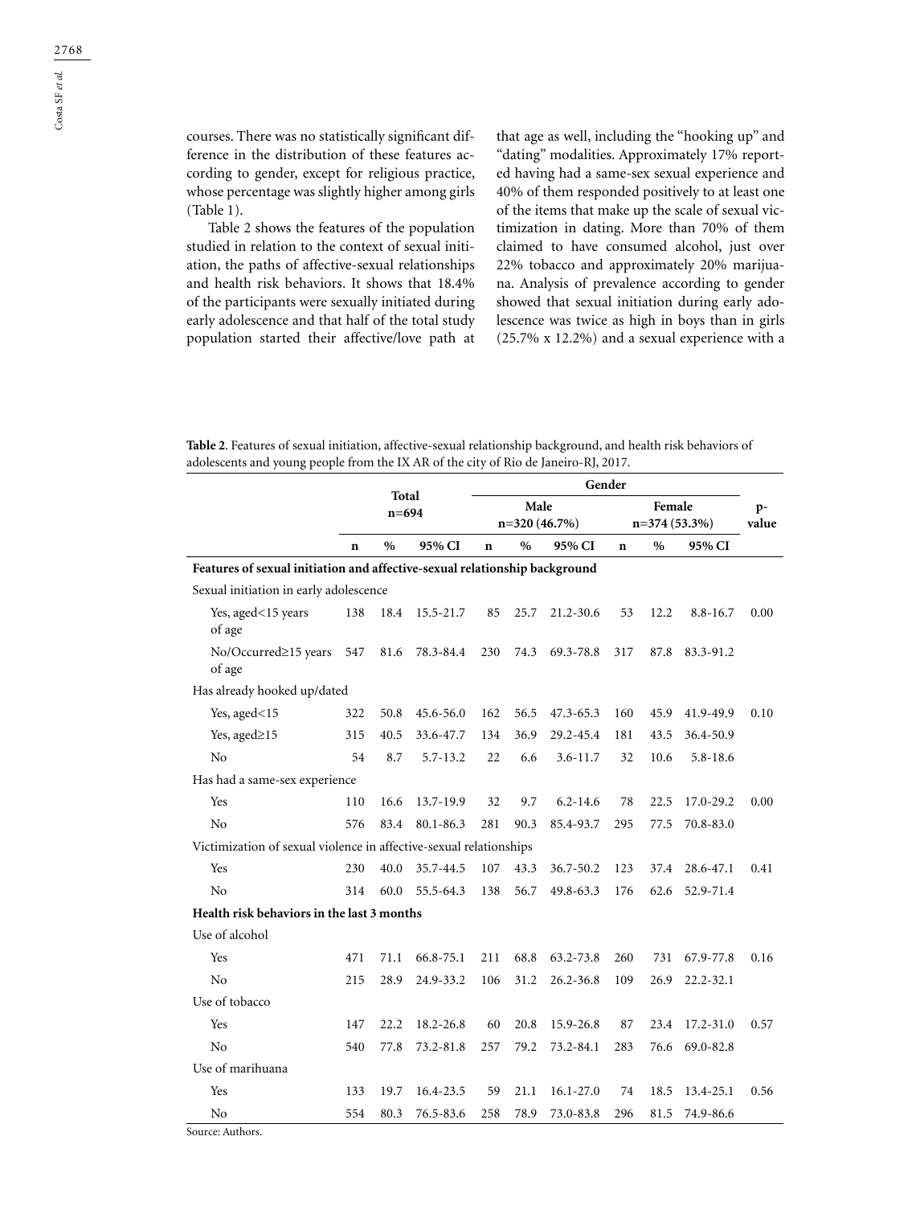courses. There was no statistically significant difference in the distribution of these features according to gender, except for religious practice, whose percentage was slightly higher among girls (Table 1).

Table 2 shows the features of the population studied in relation to the context of sexual initiation, the paths of affective-sexual relationships and health risk behaviors. It shows that 18.4% of the participants were sexually initiated during early adolescence and that half of the total study population started their affective/love path at that age as well, including the "hooking up" and "dating" modalities. Approximately 17% reported having had a same-sex sexual experience and 40% of them responded positively to at least one of the items that make up the scale of sexual victimization in dating. More than 70% of them claimed to have consumed alcohol, just over 22% tobacco and approximately 20% marijuana. Analysis of prevalence according to gender showed that sexual initiation during early adolescence was twice as high in boys than in girls (25.7% x 12.2%) and a sexual experience with a

**Table 2**. Features of sexual initiation, affective-sexual relationship background, and health risk behaviors of adolescents and young people from the IX AR of the city of Rio de Janeiro-RJ, 2017.

| | Total n=694 | | | Gender | | | | | | p-value |
|---|---|---|---|---|---|---|---|---|---|---|
| | | | | Male n=320 (46.7%) | | | Female n=374 (53.3%) | | | |
| | n | % | 95% CI | n | % | 95% CI | n | % | 95% CI | |
| **Features of sexual initiation and affective-sexual relationship background** | | | | | | | | | | |
| Sexual initiation in early adolescence | | | | | | | | | | |
| Yes, aged<15 years of age | 138 | 18.4 | 15.5-21.7 | 85 | 25.7 | 21.2-30.6 | 53 | 12.2 | 8.8-16.7 | 0.00 |
| No/Occurred≥15 years of age | 547 | 81.6 | 78.3-84.4 | 230 | 74.3 | 69.3-78.8 | 317 | 87.8 | 83.3-91.2 | |
| Has already hooked up/dated | | | | | | | | | | |
| Yes, aged<15 | 322 | 50.8 | 45.6-56.0 | 162 | 56.5 | 47.3-65.3 | 160 | 45.9 | 41.9-49.9 | 0.10 |
| Yes, aged≥15 | 315 | 40.5 | 33.6-47.7 | 134 | 36.9 | 29.2-45.4 | 181 | 43.5 | 36.4-50.9 | |
| No | 54 | 8.7 | 5.7-13.2 | 22 | 6.6 | 3.6-11.7 | 32 | 10.6 | 5.8-18.6 | |
| Has had a same-sex experience | | | | | | | | | | |
| Yes | 110 | 16.6 | 13.7-19.9 | 32 | 9.7 | 6.2-14.6 | 78 | 22.5 | 17.0-29.2 | 0.00 |
| No | 576 | 83.4 | 80.1-86.3 | 281 | 90.3 | 85.4-93.7 | 295 | 77.5 | 70.8-83.0 | |
| Victimization of sexual violence in affective-sexual relationships | | | | | | | | | | |
| Yes | 230 | 40.0 | 35.7-44.5 | 107 | 43.3 | 36.7-50.2 | 123 | 37.4 | 28.6-47.1 | 0.41 |
| No | 314 | 60.0 | 55.5-64.3 | 138 | 56.7 | 49.8-63.3 | 176 | 62.6 | 52.9-71.4 | |
| **Health risk behaviors in the last 3 months** | | | | | | | | | | |
| Use of alcohol | | | | | | | | | | |
| Yes | 471 | 71.1 | 66.8-75.1 | 211 | 68.8 | 63.2-73.8 | 260 | 731 | 67.9-77.8 | 0.16 |
| No | 215 | 28.9 | 24.9-33.2 | 106 | 31.2 | 26.2-36.8 | 109 | 26.9 | 22.2-32.1 | |
| Use of tobacco | | | | | | | | | | |
| Yes | 147 | 22.2 | 18.2-26.8 | 60 | 20.8 | 15.9-26.8 | 87 | 23.4 | 17.2-31.0 | 0.57 |
| No | 540 | 77.8 | 73.2-81.8 | 257 | 79.2 | 73.2-84.1 | 283 | 76.6 | 69.0-82.8 | |
| Use of marihuana | | | | | | | | | | |
| Yes | 133 | 19.7 | 16.4-23.5 | 59 | 21.1 | 16.1-27.0 | 74 | 18.5 | 13.4-25.1 | 0.56 |
| No | 554 | 80.3 | 76.5-83.6 | 258 | 78.9 | 73.0-83.8 | 296 | 81.5 | 74.9-86.6 | |

Source: Authors.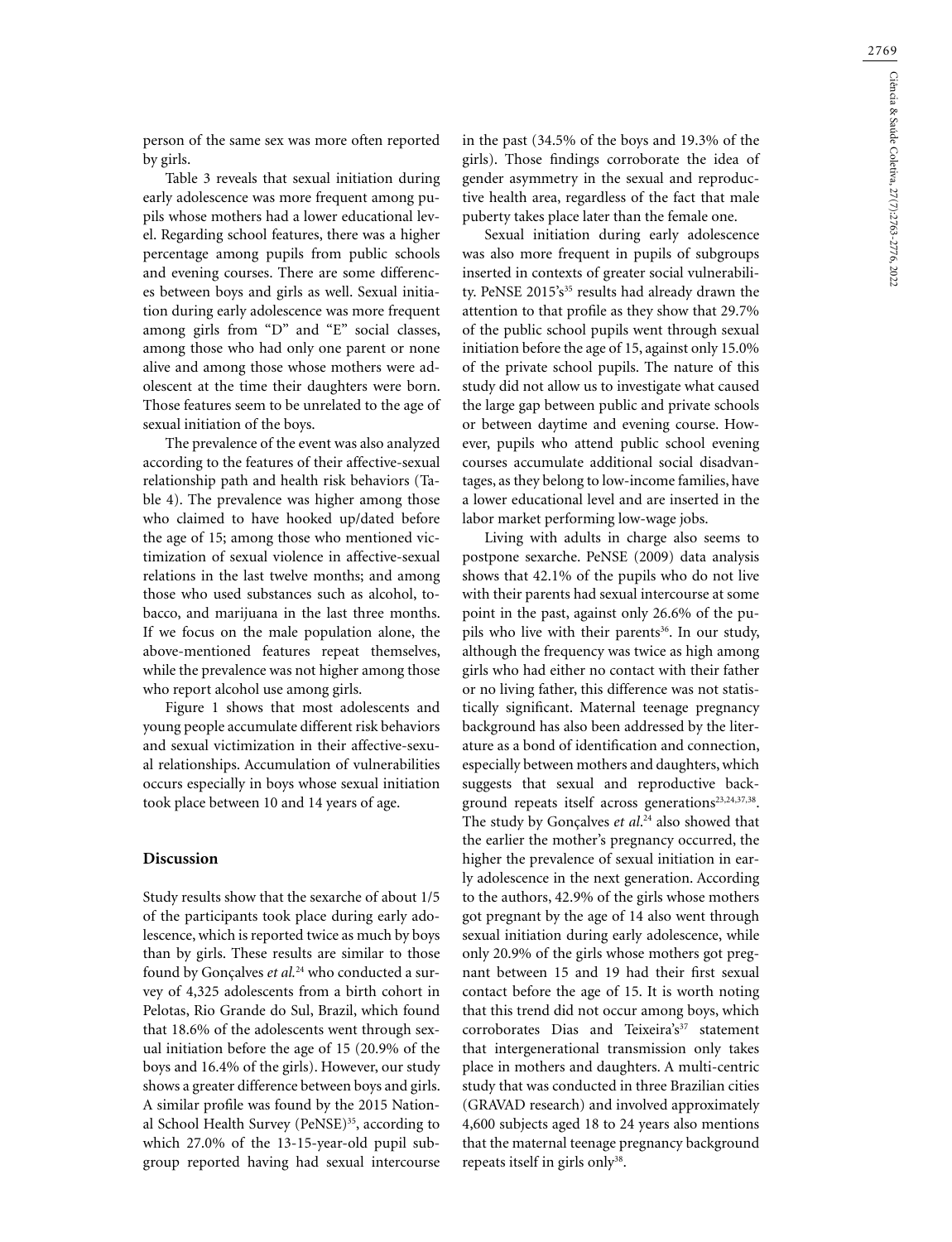person of the same sex was more often reported by girls.

Table 3 reveals that sexual initiation during early adolescence was more frequent among pupils whose mothers had a lower educational level. Regarding school features, there was a higher percentage among pupils from public schools and evening courses. There are some differences between boys and girls as well. Sexual initiation during early adolescence was more frequent among girls from "D" and "E" social classes, among those who had only one parent or none alive and among those whose mothers were adolescent at the time their daughters were born. Those features seem to be unrelated to the age of sexual initiation of the boys.

The prevalence of the event was also analyzed according to the features of their affective-sexual relationship path and health risk behaviors (Table 4). The prevalence was higher among those who claimed to have hooked up/dated before the age of 15; among those who mentioned victimization of sexual violence in affective-sexual relations in the last twelve months; and among those who used substances such as alcohol, tobacco, and marijuana in the last three months. If we focus on the male population alone, the above-mentioned features repeat themselves, while the prevalence was not higher among those who report alcohol use among girls.

Figure 1 shows that most adolescents and young people accumulate different risk behaviors and sexual victimization in their affective-sexual relationships. Accumulation of vulnerabilities occurs especially in boys whose sexual initiation took place between 10 and 14 years of age.

## Discussion

Study results show that the sexarche of about 1/5 of the participants took place during early adolescence, which is reported twice as much by boys than by girls. These results are similar to those found by Gonçalves *et al.*[24] who conducted a survey of 4,325 adolescents from a birth cohort in Pelotas, Rio Grande do Sul, Brazil, which found that 18.6% of the adolescents went through sexual initiation before the age of 15 (20.9% of the boys and 16.4% of the girls). However, our study shows a greater difference between boys and girls. A similar profile was found by the 2015 National School Health Survey (PeNSE)[35], according to which 27.0% of the 13-15-year-old pupil subgroup reported having had sexual intercourse in the past (34.5% of the boys and 19.3% of the girls). Those findings corroborate the idea of gender asymmetry in the sexual and reproductive health area, regardless of the fact that male puberty takes place later than the female one.

Sexual initiation during early adolescence was also more frequent in pupils of subgroups inserted in contexts of greater social vulnerability. PeNSE 2015's[35] results had already drawn the attention to that profile as they show that 29.7% of the public school pupils went through sexual initiation before the age of 15, against only 15.0% of the private school pupils. The nature of this study did not allow us to investigate what caused the large gap between public and private schools or between daytime and evening course. However, pupils who attend public school evening courses accumulate additional social disadvantages, as they belong to low-income families, have a lower educational level and are inserted in the labor market performing low-wage jobs.

Living with adults in charge also seems to postpone sexarche. PeNSE (2009) data analysis shows that 42.1% of the pupils who do not live with their parents had sexual intercourse at some point in the past, against only 26.6% of the pupils who live with their parents[36]. In our study, although the frequency was twice as high among girls who had either no contact with their father or no living father, this difference was not statistically significant. Maternal teenage pregnancy background has also been addressed by the literature as a bond of identification and connection, especially between mothers and daughters, which suggests that sexual and reproductive background repeats itself across generations[23,24,37,38]. The study by Gonçalves *et al.*[24] also showed that the earlier the mother's pregnancy occurred, the higher the prevalence of sexual initiation in early adolescence in the next generation. According to the authors, 42.9% of the girls whose mothers got pregnant by the age of 14 also went through sexual initiation during early adolescence, while only 20.9% of the girls whose mothers got pregnant between 15 and 19 had their first sexual contact before the age of 15. It is worth noting that this trend did not occur among boys, which corroborates Dias and Teixeira's[37] statement that intergenerational transmission only takes place in mothers and daughters. A multi-centric study that was conducted in three Brazilian cities (GRAVAD research) and involved approximately 4,600 subjects aged 18 to 24 years also mentions that the maternal teenage pregnancy background repeats itself in girls only[38].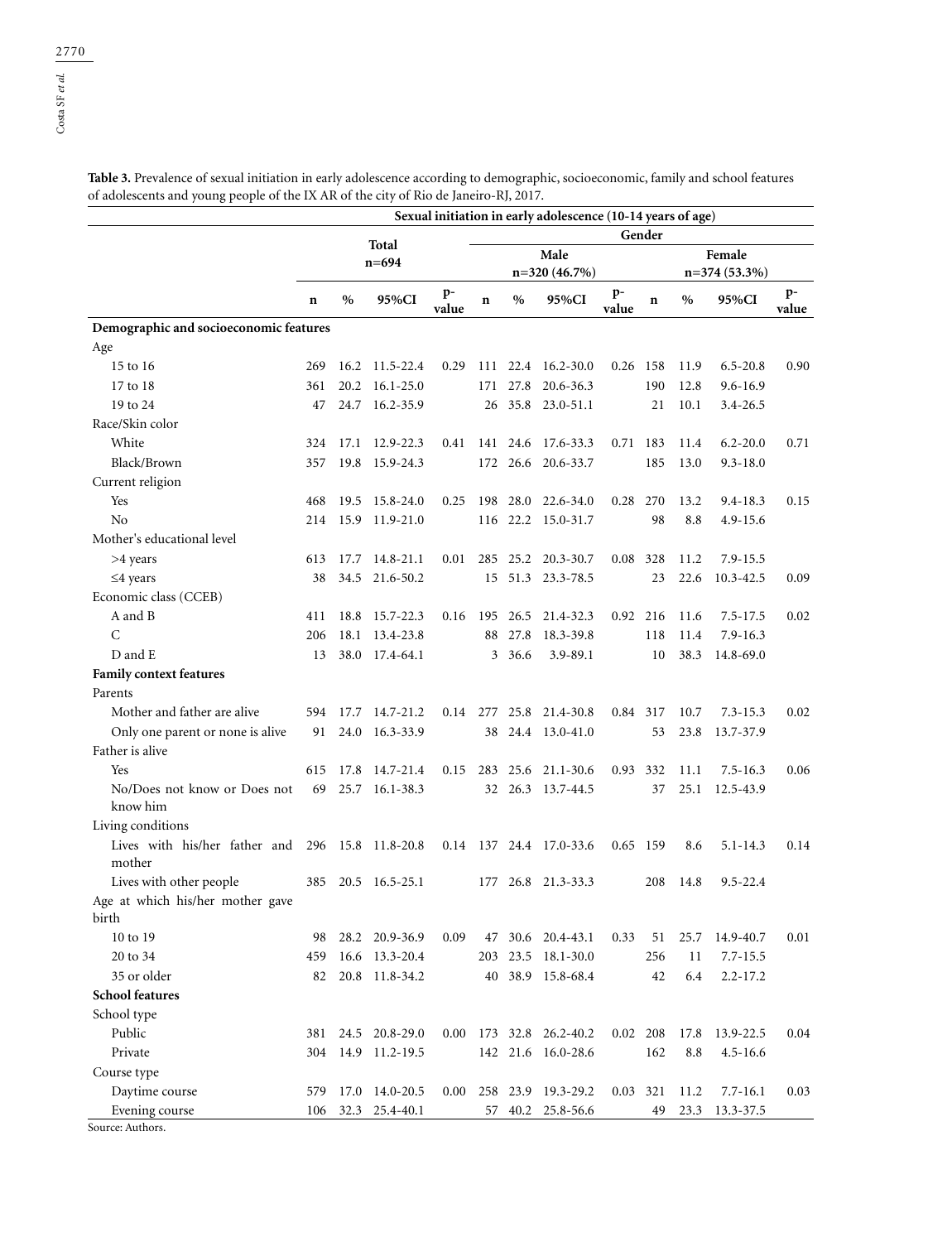**Table 3.** Prevalence of sexual initiation in early adolescence according to demographic, socioeconomic, family and school features of adolescents and young people of the IX AR of the city of Rio de Janeiro-RJ, 2017.

| | Sexual initiation in early adolescence (10-14 years of age) | | | | | | | | | | | |
|---|---|---|---|---|---|---|---|---|---|---|---|---|
| | Total n=694 | | | | Gender | | | | | | | |
| | | | | | Male n=320 (46.7%) | | | | Female n=374 (53.3%) | | | |
| | n | % | 95%CI | p-value | n | % | 95%CI | p-value | n | % | 95%CI | p-value |
| **Demographic and socioeconomic features** | | | | | | | | | | | | |
| Age | | | | | | | | | | | | |
| 15 to 16 | 269 | 16.2 | 11.5-22.4 | 0.29 | 111 | 22.4 | 16.2-30.0 | 0.26 | 158 | 11.9 | 6.5-20.8 | 0.90 |
| 17 to 18 | 361 | 20.2 | 16.1-25.0 | | 171 | 27.8 | 20.6-36.3 | | 190 | 12.8 | 9.6-16.9 | |
| 19 to 24 | 47 | 24.7 | 16.2-35.9 | | 26 | 35.8 | 23.0-51.1 | | 21 | 10.1 | 3.4-26.5 | |
| Race/Skin color | | | | | | | | | | | | |
| White | 324 | 17.1 | 12.9-22.3 | 0.41 | 141 | 24.6 | 17.6-33.3 | 0.71 | 183 | 11.4 | 6.2-20.0 | 0.71 |
| Black/Brown | 357 | 19.8 | 15.9-24.3 | | 172 | 26.6 | 20.6-33.7 | | 185 | 13.0 | 9.3-18.0 | |
| Current religion | | | | | | | | | | | | |
| Yes | 468 | 19.5 | 15.8-24.0 | 0.25 | 198 | 28.0 | 22.6-34.0 | 0.28 | 270 | 13.2 | 9.4-18.3 | 0.15 |
| No | 214 | 15.9 | 11.9-21.0 | | 116 | 22.2 | 15.0-31.7 | | 98 | 8.8 | 4.9-15.6 | |
| Mother's educational level | | | | | | | | | | | | |
| >4 years | 613 | 17.7 | 14.8-21.1 | 0.01 | 285 | 25.2 | 20.3-30.7 | 0.08 | 328 | 11.2 | 7.9-15.5 | |
| ≤4 years | 38 | 34.5 | 21.6-50.2 | | 15 | 51.3 | 23.3-78.5 | | 23 | 22.6 | 10.3-42.5 | 0.09 |
| Economic class (CCEB) | | | | | | | | | | | | |
| A and B | 411 | 18.8 | 15.7-22.3 | 0.16 | 195 | 26.5 | 21.4-32.3 | 0.92 | 216 | 11.6 | 7.5-17.5 | 0.02 |
| C | 206 | 18.1 | 13.4-23.8 | | 88 | 27.8 | 18.3-39.8 | | 118 | 11.4 | 7.9-16.3 | |
| D and E | 13 | 38.0 | 17.4-64.1 | | 3 | 36.6 | 3.9-89.1 | | 10 | 38.3 | 14.8-69.0 | |
| **Family context features** | | | | | | | | | | | | |
| Parents | | | | | | | | | | | | |
| Mother and father are alive | 594 | 17.7 | 14.7-21.2 | 0.14 | 277 | 25.8 | 21.4-30.8 | 0.84 | 317 | 10.7 | 7.3-15.3 | 0.02 |
| Only one parent or none is alive | 91 | 24.0 | 16.3-33.9 | | 38 | 24.4 | 13.0-41.0 | | 53 | 23.8 | 13.7-37.9 | |
| Father is alive | | | | | | | | | | | | |
| Yes | 615 | 17.8 | 14.7-21.4 | 0.15 | 283 | 25.6 | 21.1-30.6 | 0.93 | 332 | 11.1 | 7.5-16.3 | 0.06 |
| No/Does not know or Does not know him | 69 | 25.7 | 16.1-38.3 | | 32 | 26.3 | 13.7-44.5 | | 37 | 25.1 | 12.5-43.9 | |
| Living conditions | | | | | | | | | | | | |
| Lives with his/her father and mother | 296 | 15.8 | 11.8-20.8 | 0.14 | 137 | 24.4 | 17.0-33.6 | 0.65 | 159 | 8.6 | 5.1-14.3 | 0.14 |
| Lives with other people | 385 | 20.5 | 16.5-25.1 | | 177 | 26.8 | 21.3-33.3 | | 208 | 14.8 | 9.5-22.4 | |
| Age at which his/her mother gave birth | | | | | | | | | | | | |
| 10 to 19 | 98 | 28.2 | 20.9-36.9 | 0.09 | 47 | 30.6 | 20.4-43.1 | 0.33 | 51 | 25.7 | 14.9-40.7 | 0.01 |
| 20 to 34 | 459 | 16.6 | 13.3-20.4 | | 203 | 23.5 | 18.1-30.0 | | 256 | 11 | 7.7-15.5 | |
| 35 or older | 82 | 20.8 | 11.8-34.2 | | 40 | 38.9 | 15.8-68.4 | | 42 | 6.4 | 2.2-17.2 | |
| **School features** | | | | | | | | | | | | |
| School type | | | | | | | | | | | | |
| Public | 381 | 24.5 | 20.8-29.0 | 0.00 | 173 | 32.8 | 26.2-40.2 | 0.02 | 208 | 17.8 | 13.9-22.5 | 0.04 |
| Private | 304 | 14.9 | 11.2-19.5 | | 142 | 21.6 | 16.0-28.6 | | 162 | 8.8 | 4.5-16.6 | |
| Course type | | | | | | | | | | | | |
| Daytime course | 579 | 17.0 | 14.0-20.5 | 0.00 | 258 | 23.9 | 19.3-29.2 | 0.03 | 321 | 11.2 | 7.7-16.1 | 0.03 |
| Evening course | 106 | 32.3 | 25.4-40.1 | | 57 | 40.2 | 25.8-56.6 | | 49 | 23.3 | 13.3-37.5 | |

Source: Authors.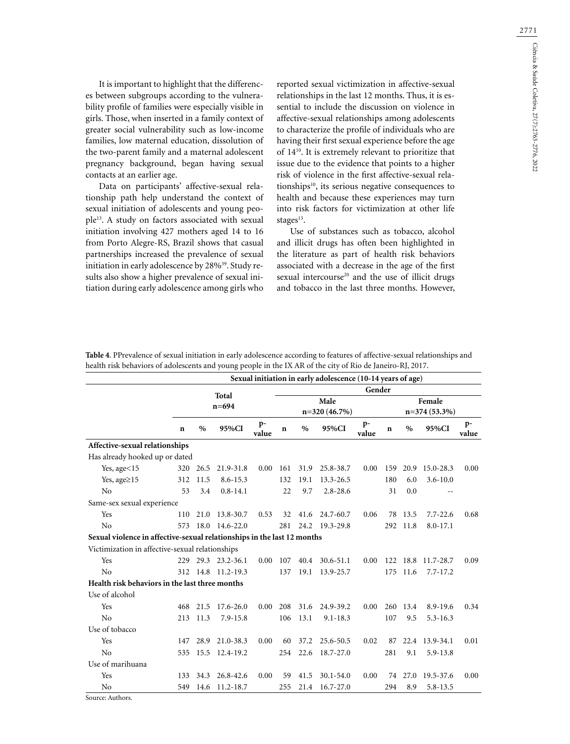It is important to highlight that the differences between subgroups according to the vulnerability profile of families were especially visible in girls. Those, when inserted in a family context of greater social vulnerability such as low-income families, low maternal education, dissolution of the two-parent family and a maternal adolescent pregnancy background, began having sexual contacts at an earlier age.

Data on participants' affective-sexual relationship path help understand the context of sexual initiation of adolescents and young people[13]. A study on factors associated with sexual initiation involving 427 mothers aged 14 to 16 from Porto Alegre-RS, Brazil shows that casual partnerships increased the prevalence of sexual initiation in early adolescence by 28%[39]. Study results also show a higher prevalence of sexual initiation during early adolescence among girls who reported sexual victimization in affective-sexual relationships in the last 12 months. Thus, it is essential to include the discussion on violence in affective-sexual relationships among adolescents to characterize the profile of individuals who are having their first sexual experience before the age of 14[10]. It is extremely relevant to prioritize that issue due to the evidence that points to a higher risk of violence in the first affective-sexual relationships[10], its serious negative consequences to health and because these experiences may turn into risk factors for victimization at other life stages[13].

Use of substances such as tobacco, alcohol and illicit drugs has often been highlighted in the literature as part of health risk behaviors associated with a decrease in the age of the first sexual intercourse[20] and the use of illicit drugs and tobacco in the last three months. However,

**Table 4**. PPrevalence of sexual initiation in early adolescence according to features of affective-sexual relationships and health risk behaviors of adolescents and young people in the IX AR of the city of Rio de Janeiro-RJ, 2017.

| | Sexual initiation in early adolescence (10-14 years of age) | | | | | | | | | | | |
|---|---|---|---|---|---|---|---|---|---|---|---|---|
| | Total n=694 | | | | Gender | | | | | | | |
| | | | | | Male n=320 (46.7%) | | | | Female n=374 (53.3%) | | | |
| | n | % | 95%CI | p-value | n | % | 95%CI | p-value | n | % | 95%CI | p-value |
| **Affective-sexual relationships** | | | | | | | | | | | | |
| Has already hooked up or dated | | | | | | | | | | | | |
| Yes, age<15 | 320 | 26.5 | 21.9-31.8 | 0.00 | 161 | 31.9 | 25.8-38.7 | 0.00 | 159 | 20.9 | 15.0-28.3 | 0.00 |
| Yes, age≥15 | 312 | 11.5 | 8.6-15.3 | | 132 | 19.1 | 13.3-26.5 | | 180 | 6.0 | 3.6-10.0 | |
| No | 53 | 3.4 | 0.8-14.1 | | 22 | 9.7 | 2.8-28.6 | | 31 | 0.0 | -- | |
| Same-sex sexual experience | | | | | | | | | | | | |
| Yes | 110 | 21.0 | 13.8-30.7 | 0.53 | 32 | 41.6 | 24.7-60.7 | 0.06 | 78 | 13.5 | 7.7-22.6 | 0.68 |
| No | 573 | 18.0 | 14.6-22.0 | | 281 | 24.2 | 19.3-29.8 | | 292 | 11.8 | 8.0-17.1 | |
| **Sexual violence in affective-sexual relationships in the last 12 months** | | | | | | | | | | | | |
| Victimization in affective-sexual relationships | | | | | | | | | | | | |
| Yes | 229 | 29.3 | 23.2-36.1 | 0.00 | 107 | 40.4 | 30.6-51.1 | 0.00 | 122 | 18.8 | 11.7-28.7 | 0.09 |
| No | 312 | 14.8 | 11.2-19.3 | | 137 | 19.1 | 13.9-25.7 | | 175 | 11.6 | 7.7-17.2 | |
| **Health risk behaviors in the last three months** | | | | | | | | | | | | |
| Use of alcohol | | | | | | | | | | | | |
| Yes | 468 | 21.5 | 17.6-26.0 | 0.00 | 208 | 31.6 | 24.9-39.2 | 0.00 | 260 | 13.4 | 8.9-19.6 | 0.34 |
| No | 213 | 11.3 | 7.9-15.8 | | 106 | 13.1 | 9.1-18.3 | | 107 | 9.5 | 5.3-16.3 | |
| Use of tobacco | | | | | | | | | | | | |
| Yes | 147 | 28.9 | 21.0-38.3 | 0.00 | 60 | 37.2 | 25.6-50.5 | 0.02 | 87 | 22.4 | 13.9-34.1 | 0.01 |
| No | 535 | 15.5 | 12.4-19.2 | | 254 | 22.6 | 18.7-27.0 | | 281 | 9.1 | 5.9-13.8 | |
| Use of marihuana | | | | | | | | | | | | |
| Yes | 133 | 34.3 | 26.8-42.6 | 0.00 | 59 | 41.5 | 30.1-54.0 | 0.00 | 74 | 27.0 | 19.5-37.6 | 0.00 |
| No | 549 | 14.6 | 11.2-18.7 | | 255 | 21.4 | 16.7-27.0 | | 294 | 8.9 | 5.8-13.5 | |

Source: Authors.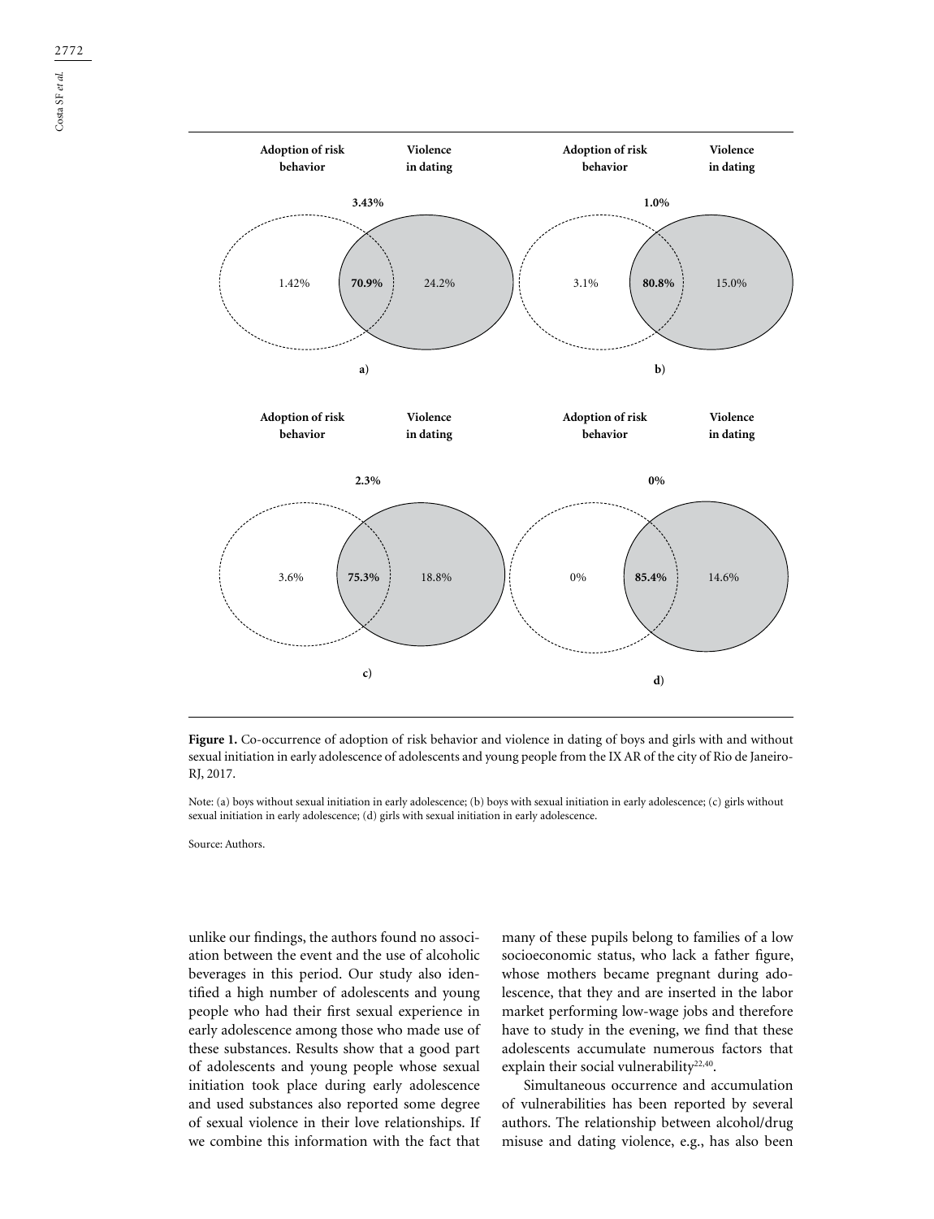**Figure 1.** Co-occurrence of adoption of risk behavior and violence in dating of boys and girls with and without sexual initiation in early adolescence of adolescents and young people from the IX AR of the city of Rio de Janeiro-RJ, 2017.

Note: (a) boys without sexual initiation in early adolescence; (b) boys with sexual initiation in early adolescence; (c) girls without sexual initiation in early adolescence; (d) girls with sexual initiation in early adolescence.

Source: Authors.

unlike our findings, the authors found no association between the event and the use of alcoholic beverages in this period. Our study also identified a high number of adolescents and young people who had their first sexual experience in early adolescence among those who made use of these substances. Results show that a good part of adolescents and young people whose sexual initiation took place during early adolescence and used substances also reported some degree of sexual violence in their love relationships. If we combine this information with the fact that many of these pupils belong to families of a low socioeconomic status, who lack a father figure, whose mothers became pregnant during adolescence, that they and are inserted in the labor market performing low-wage jobs and therefore have to study in the evening, we find that these adolescents accumulate numerous factors that explain their social vulnerability[22,40].

Simultaneous occurrence and accumulation of vulnerabilities has been reported by several authors. The relationship between alcohol/drug misuse and dating violence, e.g., has also been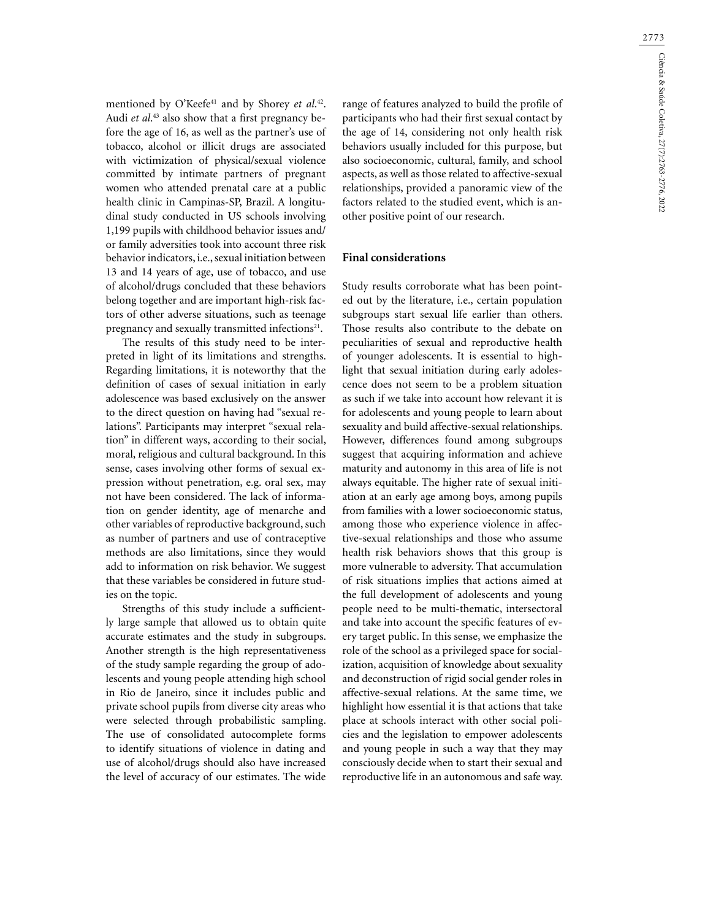mentioned by O'Keefe[41] and by Shorey *et al.*[42]. Audi *et al.*[43] also show that a first pregnancy before the age of 16, as well as the partner's use of tobacco, alcohol or illicit drugs are associated with victimization of physical/sexual violence committed by intimate partners of pregnant women who attended prenatal care at a public health clinic in Campinas-SP, Brazil. A longitudinal study conducted in US schools involving 1,199 pupils with childhood behavior issues and/or family adversities took into account three risk behavior indicators, i.e., sexual initiation between 13 and 14 years of age, use of tobacco, and use of alcohol/drugs concluded that these behaviors belong together and are important high-risk factors of other adverse situations, such as teenage pregnancy and sexually transmitted infections[21].

The results of this study need to be interpreted in light of its limitations and strengths. Regarding limitations, it is noteworthy that the definition of cases of sexual initiation in early adolescence was based exclusively on the answer to the direct question on having had "sexual relations". Participants may interpret "sexual relation" in different ways, according to their social, moral, religious and cultural background. In this sense, cases involving other forms of sexual expression without penetration, e.g. oral sex, may not have been considered. The lack of information on gender identity, age of menarche and other variables of reproductive background, such as number of partners and use of contraceptive methods are also limitations, since they would add to information on risk behavior. We suggest that these variables be considered in future studies on the topic.

Strengths of this study include a sufficiently large sample that allowed us to obtain quite accurate estimates and the study in subgroups. Another strength is the high representativeness of the study sample regarding the group of adolescents and young people attending high school in Rio de Janeiro, since it includes public and private school pupils from diverse city areas who were selected through probabilistic sampling. The use of consolidated autocomplete forms to identify situations of violence in dating and use of alcohol/drugs should also have increased the level of accuracy of our estimates. The wide range of features analyzed to build the profile of participants who had their first sexual contact by the age of 14, considering not only health risk behaviors usually included for this purpose, but also socioeconomic, cultural, family, and school aspects, as well as those related to affective-sexual relationships, provided a panoramic view of the factors related to the studied event, which is another positive point of our research.

## Final considerations

Study results corroborate what has been pointed out by the literature, i.e., certain population subgroups start sexual life earlier than others. Those results also contribute to the debate on peculiarities of sexual and reproductive health of younger adolescents. It is essential to highlight that sexual initiation during early adolescence does not seem to be a problem situation as such if we take into account how relevant it is for adolescents and young people to learn about sexuality and build affective-sexual relationships. However, differences found among subgroups suggest that acquiring information and achieve maturity and autonomy in this area of life is not always equitable. The higher rate of sexual initiation at an early age among boys, among pupils from families with a lower socioeconomic status, among those who experience violence in affective-sexual relationships and those who assume health risk behaviors shows that this group is more vulnerable to adversity. That accumulation of risk situations implies that actions aimed at the full development of adolescents and young people need to be multi-thematic, intersectoral and take into account the specific features of every target public. In this sense, we emphasize the role of the school as a privileged space for socialization, acquisition of knowledge about sexuality and deconstruction of rigid social gender roles in affective-sexual relations. At the same time, we highlight how essential it is that actions that take place at schools interact with other social policies and the legislation to empower adolescents and young people in such a way that they may consciously decide when to start their sexual and reproductive life in an autonomous and safe way.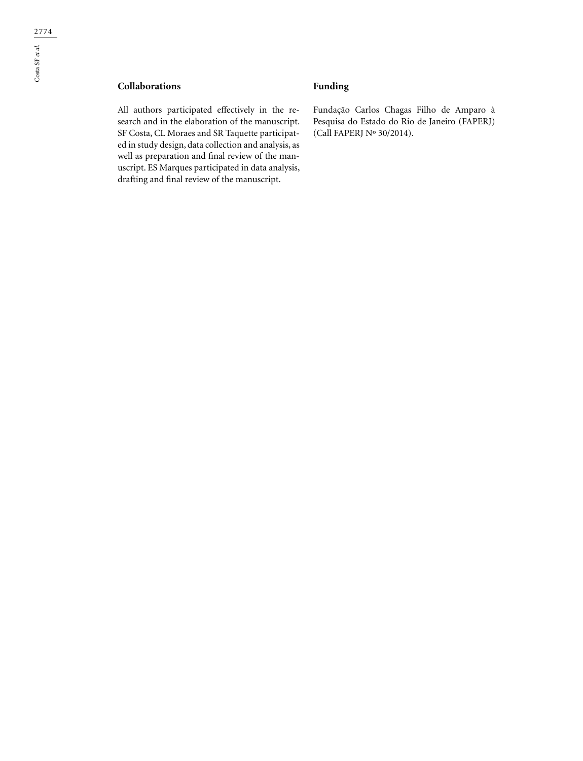## Collaborations

All authors participated effectively in the research and in the elaboration of the manuscript. SF Costa, CL Moraes and SR Taquette participated in study design, data collection and analysis, as well as preparation and final review of the manuscript. ES Marques participated in data analysis, drafting and final review of the manuscript.

## Funding

Fundação Carlos Chagas Filho de Amparo à Pesquisa do Estado do Rio de Janeiro (FAPERJ) (Call FAPERJ Nº 30/2014).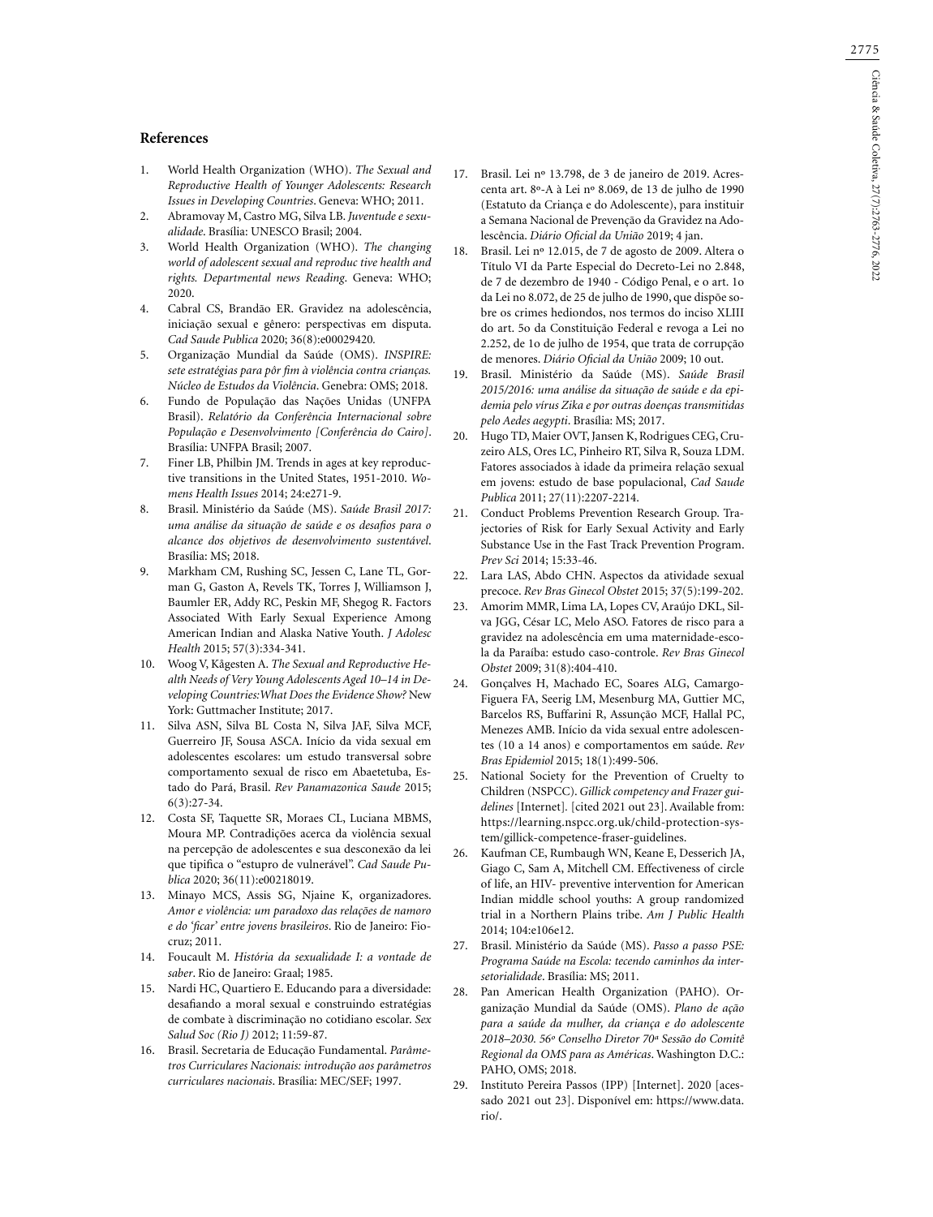## References

1. World Health Organization (WHO). *The Sexual and Reproductive Health of Younger Adolescents: Research Issues in Developing Countries*. Geneva: WHO; 2011.
2. Abramovay M, Castro MG, Silva LB. *Juventude e sexualidade*. Brasília: UNESCO Brasil; 2004.
3. World Health Organization (WHO). *The changing world of adolescent sexual and reproduc tive health and rights. Departmental news Reading*. Geneva: WHO; 2020.
4. Cabral CS, Brandão ER. Gravidez na adolescência, iniciação sexual e gênero: perspectivas em disputa. *Cad Saude Publica* 2020; 36(8):e00029420.
5. Organização Mundial da Saúde (OMS). *INSPIRE: sete estratégias para pôr fim à violência contra crianças. Núcleo de Estudos da Violência*. Genebra: OMS; 2018.
6. Fundo de População das Nações Unidas (UNFPA Brasil). *Relatório da Conferência Internacional sobre População e Desenvolvimento [Conferência do Cairo]*. Brasília: UNFPA Brasil; 2007.
7. Finer LB, Philbin JM. Trends in ages at key reproductive transitions in the United States, 1951-2010. *Womens Health Issues* 2014; 24:e271-9.
8. Brasil. Ministério da Saúde (MS). *Saúde Brasil 2017: uma análise da situação de saúde e os desafios para o alcance dos objetivos de desenvolvimento sustentável*. Brasília: MS; 2018.
9. Markham CM, Rushing SC, Jessen C, Lane TL, Gorman G, Gaston A, Revels TK, Torres J, Williamson J, Baumler ER, Addy RC, Peskin MF, Shegog R. Factors Associated With Early Sexual Experience Among American Indian and Alaska Native Youth. *J Adolesc Health* 2015; 57(3):334-341.
10. Woog V, Kågesten A. *The Sexual and Reproductive Health Needs of Very Young Adolescents Aged 10–14 in Developing Countries:What Does the Evidence Show?* New York: Guttmacher Institute; 2017.
11. Silva ASN, Silva BL Costa N, Silva JAF, Silva MCF, Guerreiro JF, Sousa ASCA. Início da vida sexual em adolescentes escolares: um estudo transversal sobre comportamento sexual de risco em Abaetetuba, Estado do Pará, Brasil. *Rev Panamazonica Saude* 2015; 6(3):27-34.
12. Costa SF, Taquette SR, Moraes CL, Luciana MBMS, Moura MP. Contradições acerca da violência sexual na percepção de adolescentes e sua desconexão da lei que tipifica o "estupro de vulnerável". *Cad Saude Publica* 2020; 36(11):e00218019.
13. Minayo MCS, Assis SG, Njaine K, organizadores. *Amor e violência: um paradoxo das relações de namoro e do 'ficar' entre jovens brasileiros*. Rio de Janeiro: Fiocruz; 2011.
14. Foucault M. *História da sexualidade I: a vontade de saber*. Rio de Janeiro: Graal; 1985.
15. Nardi HC, Quartiero E. Educando para a diversidade: desafiando a moral sexual e construindo estratégias de combate à discriminação no cotidiano escolar. *Sex Salud Soc (Rio J)* 2012; 11:59-87.
16. Brasil. Secretaria de Educação Fundamental. *Parâmetros Curriculares Nacionais: introdução aos parâmetros curriculares nacionais*. Brasília: MEC/SEF; 1997.
17. Brasil. Lei nº 13.798, de 3 de janeiro de 2019. Acrescenta art. 8º-A à Lei nº 8.069, de 13 de julho de 1990 (Estatuto da Criança e do Adolescente), para instituir a Semana Nacional de Prevenção da Gravidez na Adolescência. *Diário Oficial da União* 2019; 4 jan.
18. Brasil. Lei nº 12.015, de 7 de agosto de 2009. Altera o Título VI da Parte Especial do Decreto-Lei no 2.848, de 7 de dezembro de 1940 - Código Penal, e o art. 1o da Lei no 8.072, de 25 de julho de 1990, que dispõe sobre os crimes hediondos, nos termos do inciso XLIII do art. 5o da Constituição Federal e revoga a Lei no 2.252, de 1o de julho de 1954, que trata de corrupção de menores. *Diário Oficial da União* 2009; 10 out.
19. Brasil. Ministério da Saúde (MS). *Saúde Brasil 2015/2016: uma análise da situação de saúde e da epidemia pelo vírus Zika e por outras doenças transmitidas pelo Aedes aegypti*. Brasília: MS; 2017.
20. Hugo TD, Maier OVT, Jansen K, Rodrigues CEG, Cruzeiro ALS, Ores LC, Pinheiro RT, Silva R, Souza LDM. Fatores associados à idade da primeira relação sexual em jovens: estudo de base populacional, *Cad Saude Publica* 2011; 27(11):2207-2214.
21. Conduct Problems Prevention Research Group. Trajectories of Risk for Early Sexual Activity and Early Substance Use in the Fast Track Prevention Program. *Prev Sci* 2014; 15:33-46.
22. Lara LAS, Abdo CHN. Aspectos da atividade sexual precoce. *Rev Bras Ginecol Obstet* 2015; 37(5):199-202.
23. Amorim MMR, Lima LA, Lopes CV, Araújo DKL, Silva JGG, César LC, Melo ASO. Fatores de risco para a gravidez na adolescência em uma maternidade-escola da Paraíba: estudo caso-controle. *Rev Bras Ginecol Obstet* 2009; 31(8):404-410.
24. Gonçalves H, Machado EC, Soares ALG, Camargo-Figuera FA, Seerig LM, Mesenburg MA, Guttier MC, Barcelos RS, Buffarini R, Assunção MCF, Hallal PC, Menezes AMB. Início da vida sexual entre adolescentes (10 a 14 anos) e comportamentos em saúde. *Rev Bras Epidemiol* 2015; 18(1):499-506.
25. National Society for the Prevention of Cruelty to Children (NSPCC). *Gillick competency and Frazer guidelines* [Internet]. [cited 2021 out 23]. Available from: https://learning.nspcc.org.uk/child-protection-system/gillick-competence-fraser-guidelines.
26. Kaufman CE, Rumbaugh WN, Keane E, Desserich JA, Giago C, Sam A, Mitchell CM. Effectiveness of circle of life, an HIV- preventive intervention for American Indian middle school youths: A group randomized trial in a Northern Plains tribe. *Am J Public Health* 2014; 104:e106e12.
27. Brasil. Ministério da Saúde (MS). *Passo a passo PSE: Programa Saúde na Escola: tecendo caminhos da intersetorialidade*. Brasília: MS; 2011.
28. Pan American Health Organization (PAHO). Organização Mundial da Saúde (OMS). *Plano de ação para a saúde da mulher, da criança e do adolescente 2018–2030. 56º Conselho Diretor 70ª Sessão do Comitê Regional da OMS para as Américas*. Washington D.C.: PAHO, OMS; 2018.
29. Instituto Pereira Passos (IPP) [Internet]. 2020 [acessado 2021 out 23]. Disponível em: https://www.data.rio/.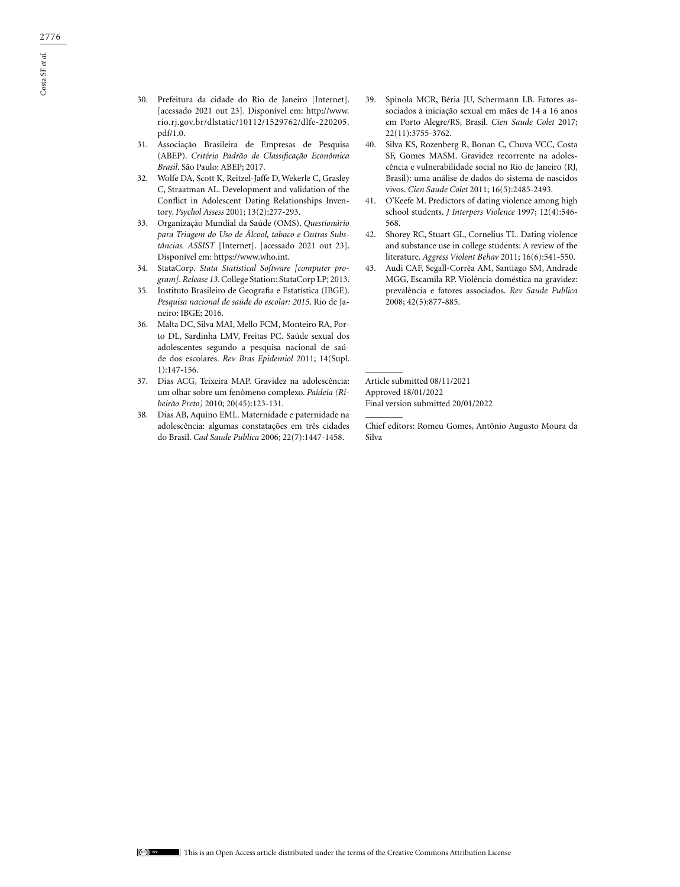30. Prefeitura da cidade do Rio de Janeiro [Internet]. [acessado 2021 out 23]. Disponível em: http://www.rio.rj.gov.br/dlstatic/10112/1529762/dlfe-220205.pdf/1.0.
31. Associação Brasileira de Empresas de Pesquisa (ABEP). *Critério Padrão de Classificação Econômica Brasil*. São Paulo: ABEP; 2017.
32. Wolfe DA, Scott K, Reitzel-Jaffe D, Wekerle C, Grasley C, Straatman AL. Development and validation of the Conflict in Adolescent Dating Relationships Inventory. *Psychol Assess* 2001; 13(2):277-293.
33. Organização Mundial da Saúde (OMS). *Questionário para Triagem do Uso de Álcool, tabaco e Outras Substâncias. ASSIST* [Internet]. [acessado 2021 out 23]. Disponível em: https://www.who.int.
34. StataCorp. *Stata Statistical Software [computer program]. Release 13*. College Station: StataCorp LP; 2013.
35. Instituto Brasileiro de Geografia e Estatística (IBGE). *Pesquisa nacional de saúde do escolar: 2015*. Rio de Janeiro: IBGE; 2016.
36. Malta DC, Silva MAI, Mello FCM, Monteiro RA, Porto DL, Sardinha LMV, Freitas PC. Saúde sexual dos adolescentes segundo a pesquisa nacional de saúde dos escolares. *Rev Bras Epidemiol* 2011; 14(Supl. 1):147-156.
37. Dias ACG, Teixeira MAP. Gravidez na adolescência: um olhar sobre um fenômeno complexo. *Paideia (Ribeirão Preto)* 2010; 20(45):123-131.
38. Dias AB, Aquino EML. Maternidade e paternidade na adolescência: algumas constatações em três cidades do Brasil. *Cad Saude Publica* 2006; 22(7):1447-1458.
39. Spinola MCR, Béria JU, Schermann LB. Fatores associados à iniciação sexual em mães de 14 a 16 anos em Porto Alegre/RS, Brasil. *Cien Saude Colet* 2017; 22(11):3755-3762.
40. Silva KS, Rozenberg R, Bonan C, Chuva VCC, Costa SF, Gomes MASM. Gravidez recorrente na adolescência e vulnerabilidade social no Rio de Janeiro (RJ, Brasil): uma análise de dados do sistema de nascidos vivos. *Cien Saude Colet* 2011; 16(5):2485-2493.
41. O'Keefe M. Predictors of dating violence among high school students. *J Interpers Violence* 1997; 12(4):546-568.
42. Shorey RC, Stuart GL, Cornelius TL. Dating violence and substance use in college students: A review of the literature. *Aggress Violent Behav* 2011; 16(6):541-550.
43. Audi CAF, Segall-Corrêa AM, Santiago SM, Andrade MGG, Escamila RP. Violência doméstica na gravidez: prevalência e fatores associados. *Rev Saude Publica* 2008; 42(5):877-885.

Article submitted 08/11/2021
Approved 18/01/2022
Final version submitted 20/01/2022

Chief editors: Romeu Gomes, Antônio Augusto Moura da Silva

This is an Open Access article distributed under the terms of the Creative Commons Attribution License